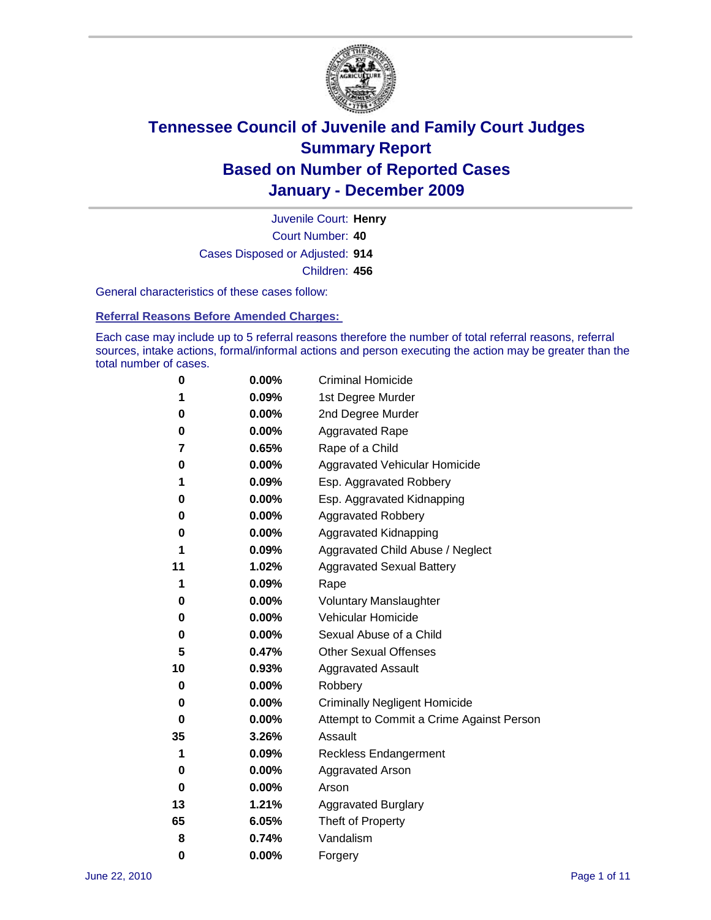# Tennessee Council of Juvenile and Family Court Judges
# Summary Report
# Based on Number of Reported Cases
# January - December 2009

Juvenile Court: **Henry**
Court Number: **40**
Cases Disposed or Adjusted: **914**
Children: **456**

General characteristics of these cases follow:

**Referral Reasons Before Amended Charges:**

Each case may include up to 5 referral reasons therefore the number of total referral reasons, referral sources, intake actions, formal/informal actions and person executing the action may be greater than the total number of cases.

| | | |
|---|---|---|
| 0 | 0.00% | Criminal Homicide |
| 1 | 0.09% | 1st Degree Murder |
| 0 | 0.00% | 2nd Degree Murder |
| 0 | 0.00% | Aggravated Rape |
| 7 | 0.65% | Rape of a Child |
| 0 | 0.00% | Aggravated Vehicular Homicide |
| 1 | 0.09% | Esp. Aggravated Robbery |
| 0 | 0.00% | Esp. Aggravated Kidnapping |
| 0 | 0.00% | Aggravated Robbery |
| 0 | 0.00% | Aggravated Kidnapping |
| 1 | 0.09% | Aggravated Child Abuse / Neglect |
| 11 | 1.02% | Aggravated Sexual Battery |
| 1 | 0.09% | Rape |
| 0 | 0.00% | Voluntary Manslaughter |
| 0 | 0.00% | Vehicular Homicide |
| 0 | 0.00% | Sexual Abuse of a Child |
| 5 | 0.47% | Other Sexual Offenses |
| 10 | 0.93% | Aggravated Assault |
| 0 | 0.00% | Robbery |
| 0 | 0.00% | Criminally Negligent Homicide |
| 0 | 0.00% | Attempt to Commit a Crime Against Person |
| 35 | 3.26% | Assault |
| 1 | 0.09% | Reckless Endangerment |
| 0 | 0.00% | Aggravated Arson |
| 0 | 0.00% | Arson |
| 13 | 1.21% | Aggravated Burglary |
| 65 | 6.05% | Theft of Property |
| 8 | 0.74% | Vandalism |
| 0 | 0.00% | Forgery |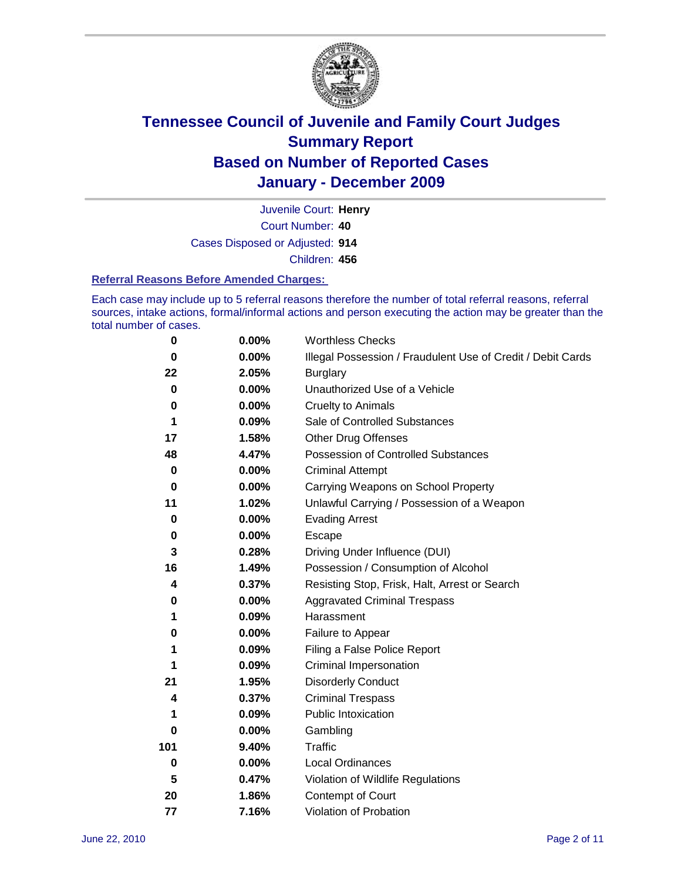# Tennessee Council of Juvenile and Family Court Judges
## Summary Report
## Based on Number of Reported Cases
## January - December 2009

Juvenile Court: **Henry**
Court Number: **40**
Cases Disposed or Adjusted: **914**
Children: **456**

### Referral Reasons Before Amended Charges:

Each case may include up to 5 referral reasons therefore the number of total referral reasons, referral sources, intake actions, formal/informal actions and person executing the action may be greater than the total number of cases.

| Count | Percent | Referral Reason |
|---|---|---|
| 0 | 0.00% | Worthless Checks |
| 0 | 0.00% | Illegal Possession / Fraudulent Use of Credit / Debit Cards |
| 22 | 2.05% | Burglary |
| 0 | 0.00% | Unauthorized Use of a Vehicle |
| 0 | 0.00% | Cruelty to Animals |
| 1 | 0.09% | Sale of Controlled Substances |
| 17 | 1.58% | Other Drug Offenses |
| 48 | 4.47% | Possession of Controlled Substances |
| 0 | 0.00% | Criminal Attempt |
| 0 | 0.00% | Carrying Weapons on School Property |
| 11 | 1.02% | Unlawful Carrying / Possession of a Weapon |
| 0 | 0.00% | Evading Arrest |
| 0 | 0.00% | Escape |
| 3 | 0.28% | Driving Under Influence (DUI) |
| 16 | 1.49% | Possession / Consumption of Alcohol |
| 4 | 0.37% | Resisting Stop, Frisk, Halt, Arrest or Search |
| 0 | 0.00% | Aggravated Criminal Trespass |
| 1 | 0.09% | Harassment |
| 0 | 0.00% | Failure to Appear |
| 1 | 0.09% | Filing a False Police Report |
| 1 | 0.09% | Criminal Impersonation |
| 21 | 1.95% | Disorderly Conduct |
| 4 | 0.37% | Criminal Trespass |
| 1 | 0.09% | Public Intoxication |
| 0 | 0.00% | Gambling |
| 101 | 9.40% | Traffic |
| 0 | 0.00% | Local Ordinances |
| 5 | 0.47% | Violation of Wildlife Regulations |
| 20 | 1.86% | Contempt of Court |
| 77 | 7.16% | Violation of Probation |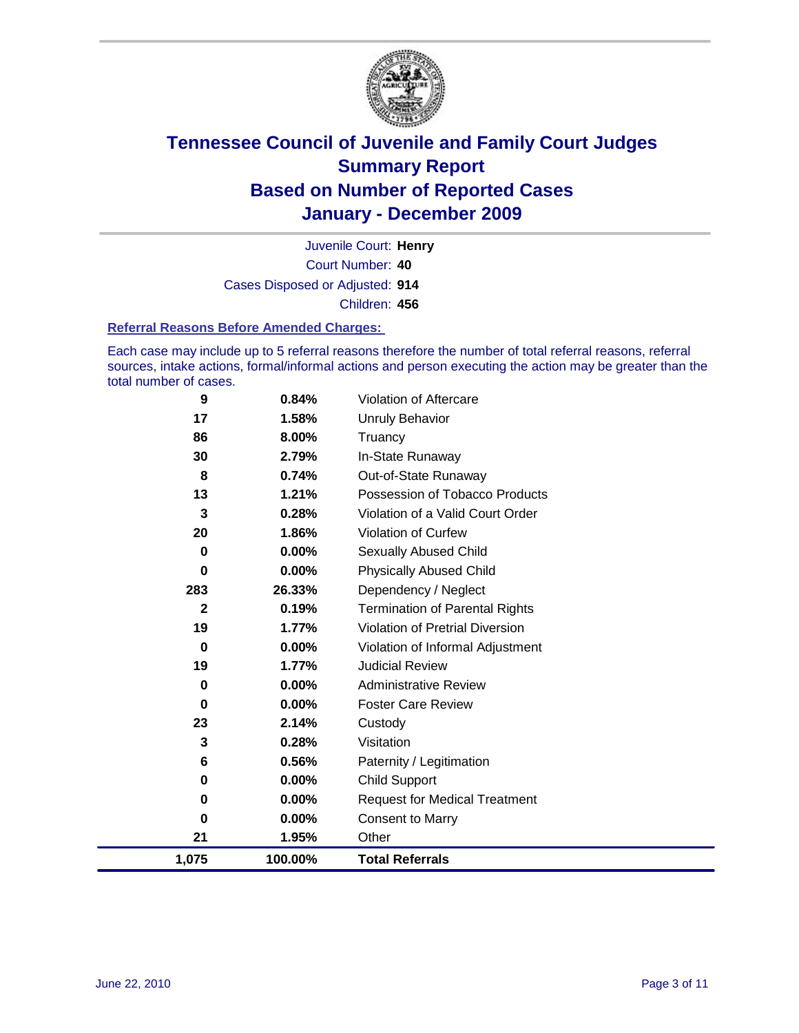# Tennessee Council of Juvenile and Family Court Judges
## Summary Report
## Based on Number of Reported Cases
## January - December 2009

Juvenile Court: **Henry**

Court Number: **40**

Cases Disposed or Adjusted: **914**

Children: **456**

### Referral Reasons Before Amended Charges:

Each case may include up to 5 referral reasons therefore the number of total referral reasons, referral sources, intake actions, formal/informal actions and person executing the action may be greater than the total number of cases.

| Count | Percent | Referral Reason |
|---|---|---|
| 9 | 0.84% | Violation of Aftercare |
| 17 | 1.58% | Unruly Behavior |
| 86 | 8.00% | Truancy |
| 30 | 2.79% | In-State Runaway |
| 8 | 0.74% | Out-of-State Runaway |
| 13 | 1.21% | Possession of Tobacco Products |
| 3 | 0.28% | Violation of a Valid Court Order |
| 20 | 1.86% | Violation of Curfew |
| 0 | 0.00% | Sexually Abused Child |
| 0 | 0.00% | Physically Abused Child |
| 283 | 26.33% | Dependency / Neglect |
| 2 | 0.19% | Termination of Parental Rights |
| 19 | 1.77% | Violation of Pretrial Diversion |
| 0 | 0.00% | Violation of Informal Adjustment |
| 19 | 1.77% | Judicial Review |
| 0 | 0.00% | Administrative Review |
| 0 | 0.00% | Foster Care Review |
| 23 | 2.14% | Custody |
| 3 | 0.28% | Visitation |
| 6 | 0.56% | Paternity / Legitimation |
| 0 | 0.00% | Child Support |
| 0 | 0.00% | Request for Medical Treatment |
| 0 | 0.00% | Consent to Marry |
| 21 | 1.95% | Other |
| **1,075** | **100.00%** | **Total Referrals** |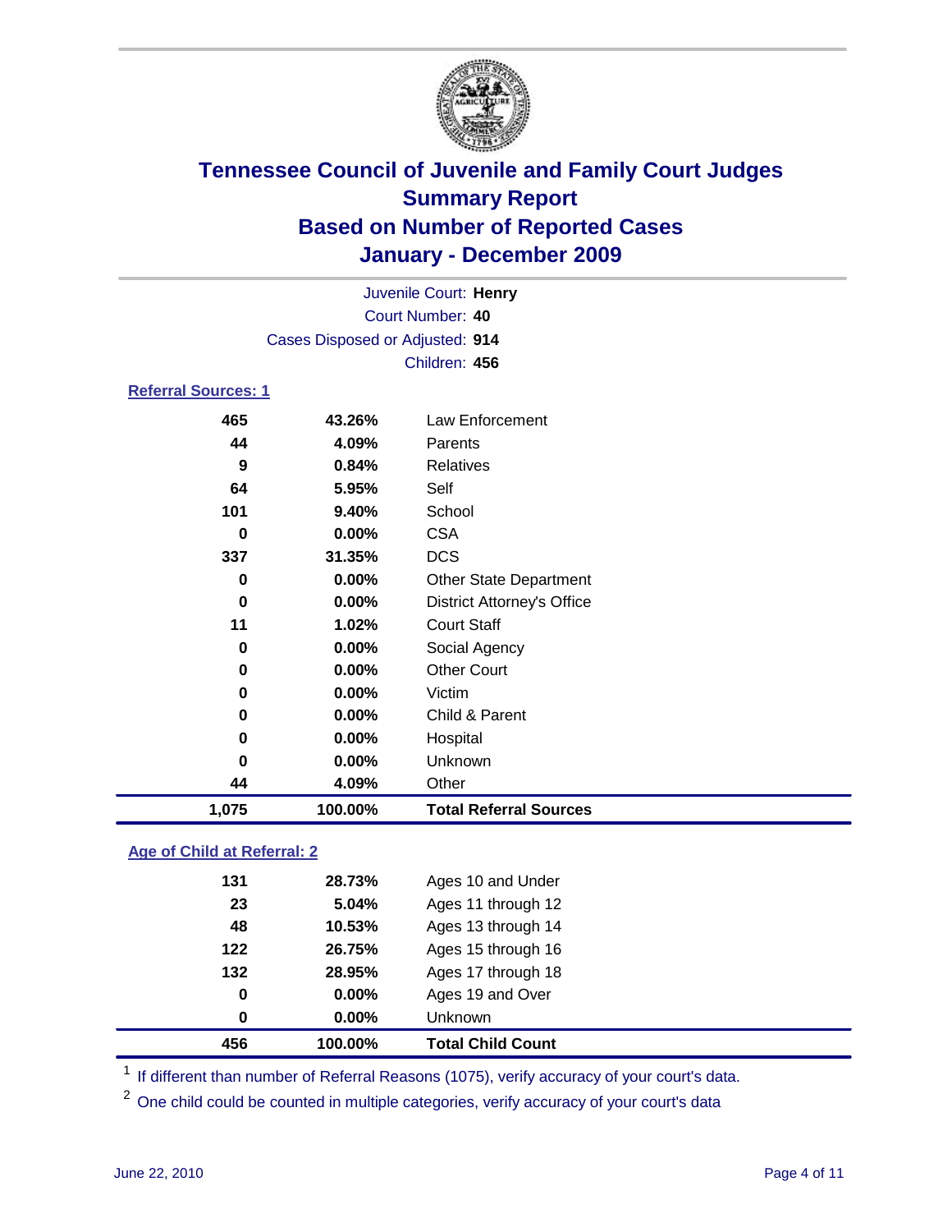# Tennessee Council of Juvenile and Family Court Judges
## Summary Report
## Based on Number of Reported Cases
## January - December 2009

Juvenile Court: **Henry**
Court Number: **40**
Cases Disposed or Adjusted: **914**
Children: **456**

### Referral Sources: 1

| | | |
|---|---|---|
| 465 | 43.26% | Law Enforcement |
| 44 | 4.09% | Parents |
| 9 | 0.84% | Relatives |
| 64 | 5.95% | Self |
| 101 | 9.40% | School |
| 0 | 0.00% | CSA |
| 337 | 31.35% | DCS |
| 0 | 0.00% | Other State Department |
| 0 | 0.00% | District Attorney's Office |
| 11 | 1.02% | Court Staff |
| 0 | 0.00% | Social Agency |
| 0 | 0.00% | Other Court |
| 0 | 0.00% | Victim |
| 0 | 0.00% | Child & Parent |
| 0 | 0.00% | Hospital |
| 0 | 0.00% | Unknown |
| 44 | 4.09% | Other |
| **1,075** | **100.00%** | **Total Referral Sources** |

### Age of Child at Referral: 2

| | | |
|---|---|---|
| 131 | 28.73% | Ages 10 and Under |
| 23 | 5.04% | Ages 11 through 12 |
| 48 | 10.53% | Ages 13 through 14 |
| 122 | 26.75% | Ages 15 through 16 |
| 132 | 28.95% | Ages 17 through 18 |
| 0 | 0.00% | Ages 19 and Over |
| 0 | 0.00% | Unknown |
| **456** | **100.00%** | **Total Child Count** |

[1] If different than number of Referral Reasons (1075), verify accuracy of your court's data.

[2] One child could be counted in multiple categories, verify accuracy of your court's data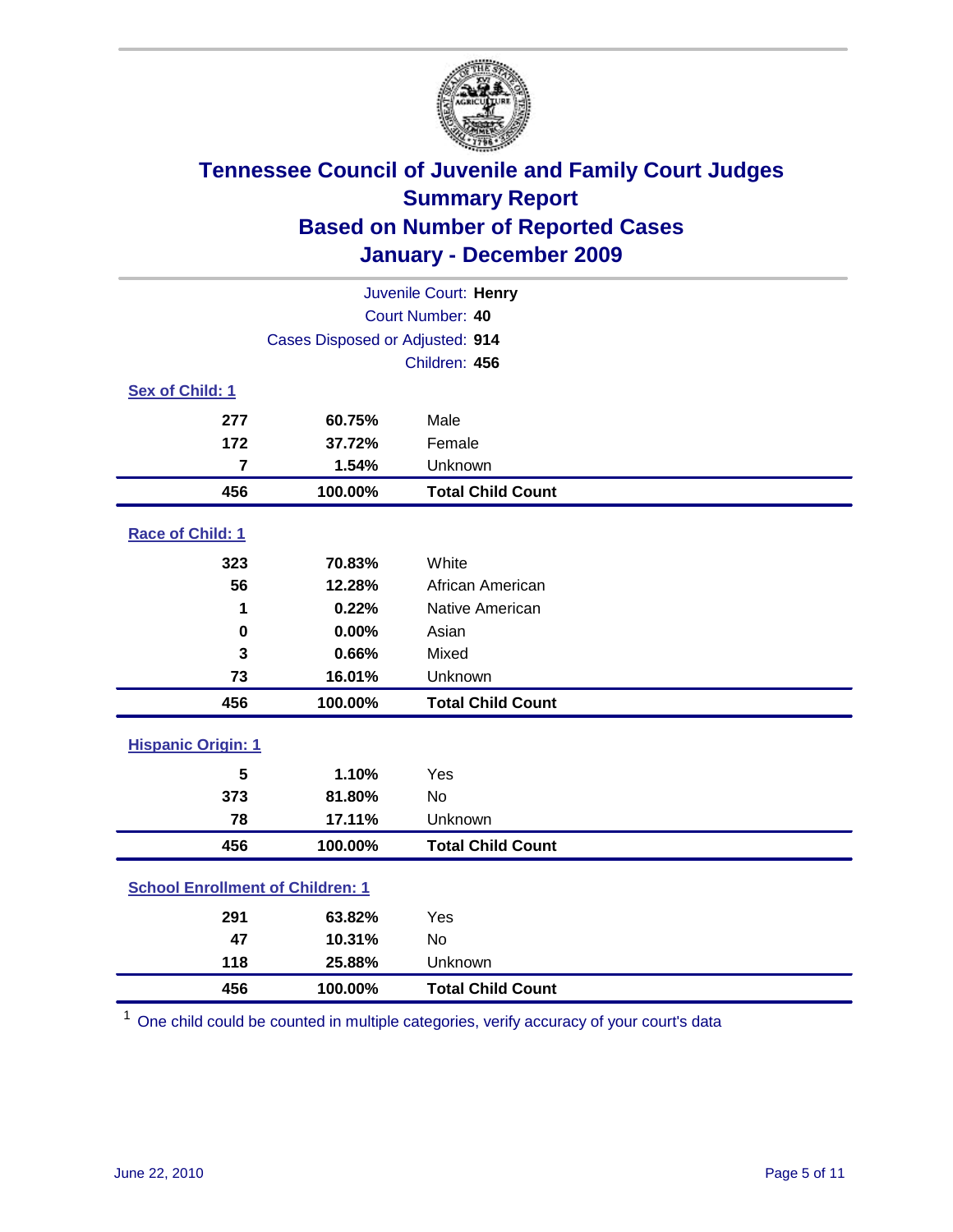# Tennessee Council of Juvenile and Family Court Judges
## Summary Report
## Based on Number of Reported Cases
## January - December 2009

Juvenile Court: **Henry**
Court Number: **40**
Cases Disposed or Adjusted: **914**
Children: **456**

### Sex of Child: 1

| | | |
|---|---|---|
| 277 | 60.75% | Male |
| 172 | 37.72% | Female |
| 7 | 1.54% | Unknown |
| **456** | **100.00%** | **Total Child Count** |

### Race of Child: 1

| | | |
|---|---|---|
| 323 | 70.83% | White |
| 56 | 12.28% | African American |
| 1 | 0.22% | Native American |
| 0 | 0.00% | Asian |
| 3 | 0.66% | Mixed |
| 73 | 16.01% | Unknown |
| **456** | **100.00%** | **Total Child Count** |

### Hispanic Origin: 1

| | | |
|---|---|---|
| 5 | 1.10% | Yes |
| 373 | 81.80% | No |
| 78 | 17.11% | Unknown |
| **456** | **100.00%** | **Total Child Count** |

### School Enrollment of Children: 1

| | | |
|---|---|---|
| 291 | 63.82% | Yes |
| 47 | 10.31% | No |
| 118 | 25.88% | Unknown |
| **456** | **100.00%** | **Total Child Count** |

[1] One child could be counted in multiple categories, verify accuracy of your court's data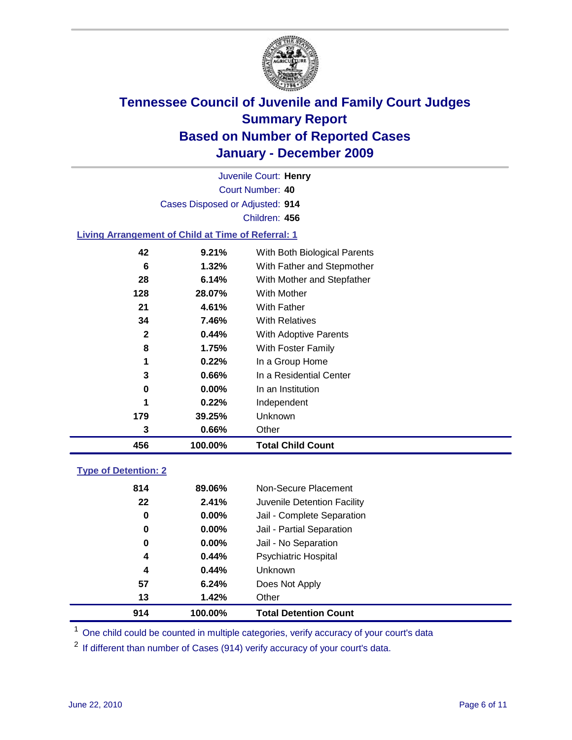# Tennessee Council of Juvenile and Family Court Judges
## Summary Report
## Based on Number of Reported Cases
## January - December 2009

Juvenile Court: **Henry**
Court Number: **40**
Cases Disposed or Adjusted: **914**
Children: **456**

### Living Arrangement of Child at Time of Referral: 1

| | | |
|---|---|---|
| 42 | 9.21% | With Both Biological Parents |
| 6 | 1.32% | With Father and Stepmother |
| 28 | 6.14% | With Mother and Stepfather |
| 128 | 28.07% | With Mother |
| 21 | 4.61% | With Father |
| 34 | 7.46% | With Relatives |
| 2 | 0.44% | With Adoptive Parents |
| 8 | 1.75% | With Foster Family |
| 1 | 0.22% | In a Group Home |
| 3 | 0.66% | In a Residential Center |
| 0 | 0.00% | In an Institution |
| 1 | 0.22% | Independent |
| 179 | 39.25% | Unknown |
| 3 | 0.66% | Other |
| **456** | **100.00%** | **Total Child Count** |

### Type of Detention: 2

| | | |
|---|---|---|
| 814 | 89.06% | Non-Secure Placement |
| 22 | 2.41% | Juvenile Detention Facility |
| 0 | 0.00% | Jail - Complete Separation |
| 0 | 0.00% | Jail - Partial Separation |
| 0 | 0.00% | Jail - No Separation |
| 4 | 0.44% | Psychiatric Hospital |
| 4 | 0.44% | Unknown |
| 57 | 6.24% | Does Not Apply |
| 13 | 1.42% | Other |
| **914** | **100.00%** | **Total Detention Count** |

[1] One child could be counted in multiple categories, verify accuracy of your court's data

[2] If different than number of Cases (914) verify accuracy of your court's data.

June 22, 2010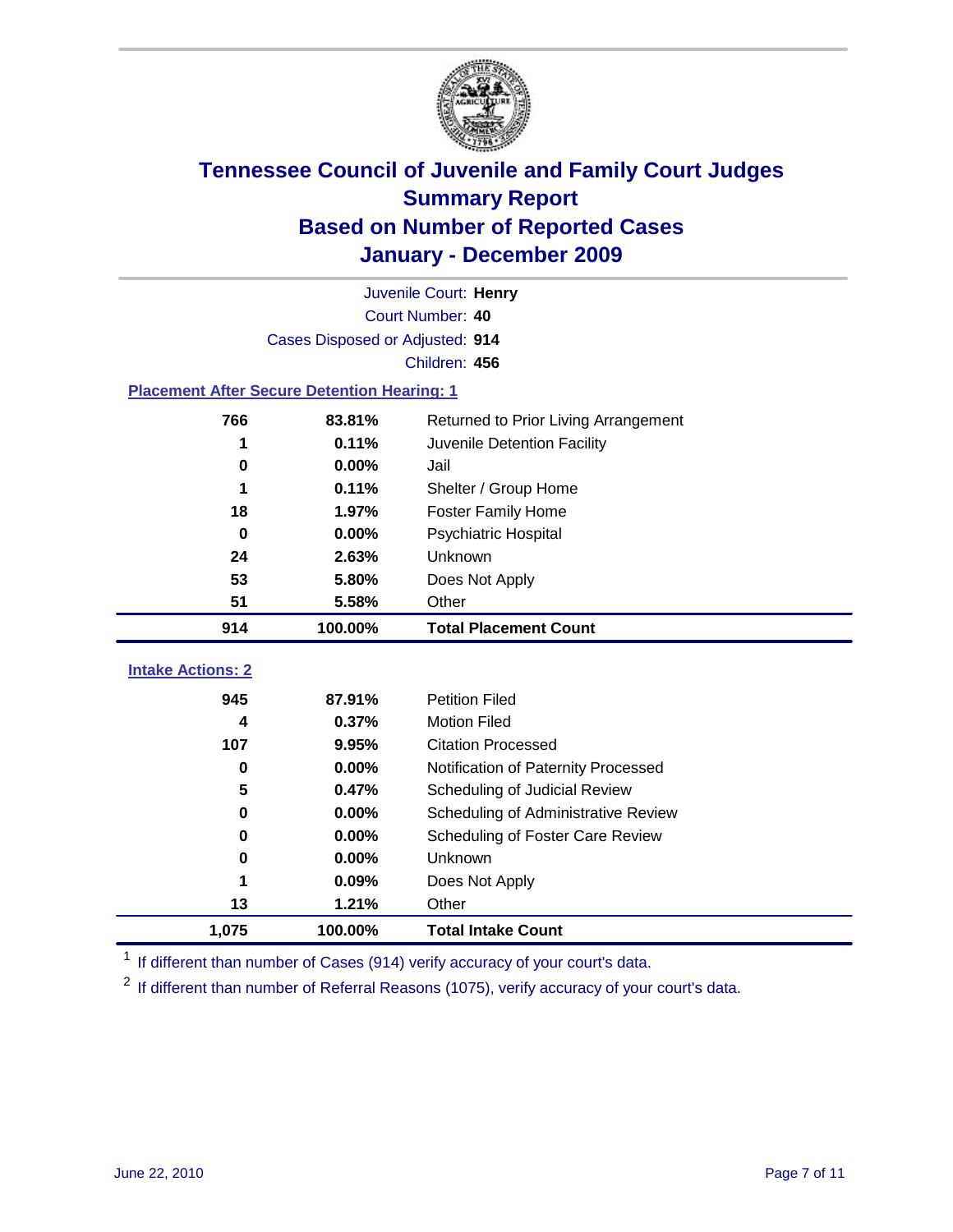# Tennessee Council of Juvenile and Family Court Judges
## Summary Report
## Based on Number of Reported Cases
## January - December 2009

Juvenile Court: **Henry**
Court Number: **40**
Cases Disposed or Adjusted: **914**
Children: **456**

### Placement After Secure Detention Hearing: 1

| | | |
|---|---|---|
| 766 | 83.81% | Returned to Prior Living Arrangement |
| 1 | 0.11% | Juvenile Detention Facility |
| 0 | 0.00% | Jail |
| 1 | 0.11% | Shelter / Group Home |
| 18 | 1.97% | Foster Family Home |
| 0 | 0.00% | Psychiatric Hospital |
| 24 | 2.63% | Unknown |
| 53 | 5.80% | Does Not Apply |
| 51 | 5.58% | Other |
| **914** | **100.00%** | **Total Placement Count** |

### Intake Actions: 2

| | | |
|---|---|---|
| 945 | 87.91% | Petition Filed |
| 4 | 0.37% | Motion Filed |
| 107 | 9.95% | Citation Processed |
| 0 | 0.00% | Notification of Paternity Processed |
| 5 | 0.47% | Scheduling of Judicial Review |
| 0 | 0.00% | Scheduling of Administrative Review |
| 0 | 0.00% | Scheduling of Foster Care Review |
| 0 | 0.00% | Unknown |
| 1 | 0.09% | Does Not Apply |
| 13 | 1.21% | Other |
| **1,075** | **100.00%** | **Total Intake Count** |

[1] If different than number of Cases (914) verify accuracy of your court's data.

[2] If different than number of Referral Reasons (1075), verify accuracy of your court's data.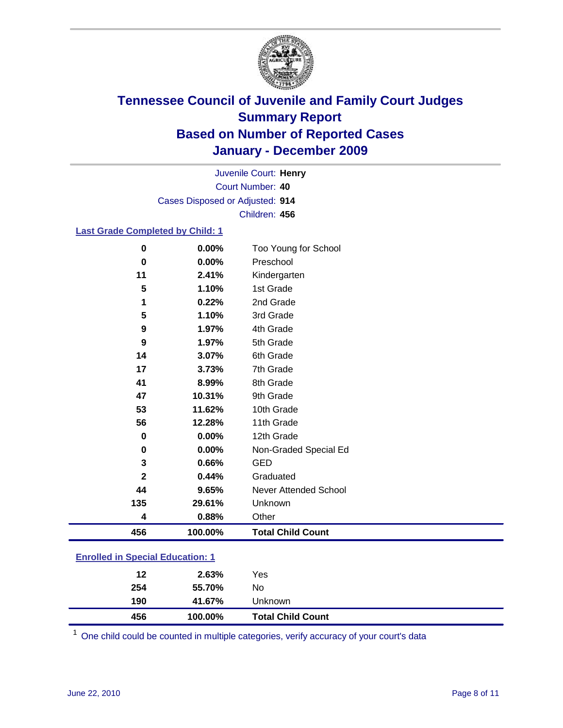# Tennessee Council of Juvenile and Family Court Judges
## Summary Report
## Based on Number of Reported Cases
## January - December 2009

Juvenile Court: **Henry**
Court Number: **40**
Cases Disposed or Adjusted: **914**
Children: **456**

### Last Grade Completed by Child: 1

| Count | Percent | Category |
|---|---|---|
| 0 | 0.00% | Too Young for School |
| 0 | 0.00% | Preschool |
| 11 | 2.41% | Kindergarten |
| 5 | 1.10% | 1st Grade |
| 1 | 0.22% | 2nd Grade |
| 5 | 1.10% | 3rd Grade |
| 9 | 1.97% | 4th Grade |
| 9 | 1.97% | 5th Grade |
| 14 | 3.07% | 6th Grade |
| 17 | 3.73% | 7th Grade |
| 41 | 8.99% | 8th Grade |
| 47 | 10.31% | 9th Grade |
| 53 | 11.62% | 10th Grade |
| 56 | 12.28% | 11th Grade |
| 0 | 0.00% | 12th Grade |
| 0 | 0.00% | Non-Graded Special Ed |
| 3 | 0.66% | GED |
| 2 | 0.44% | Graduated |
| 44 | 9.65% | Never Attended School |
| 135 | 29.61% | Unknown |
| 4 | 0.88% | Other |
| **456** | **100.00%** | **Total Child Count** |

### Enrolled in Special Education: 1

| Count | Percent | Category |
|---|---|---|
| 12 | 2.63% | Yes |
| 254 | 55.70% | No |
| 190 | 41.67% | Unknown |
| **456** | **100.00%** | **Total Child Count** |

[1] One child could be counted in multiple categories, verify accuracy of your court's data

June 22, 2010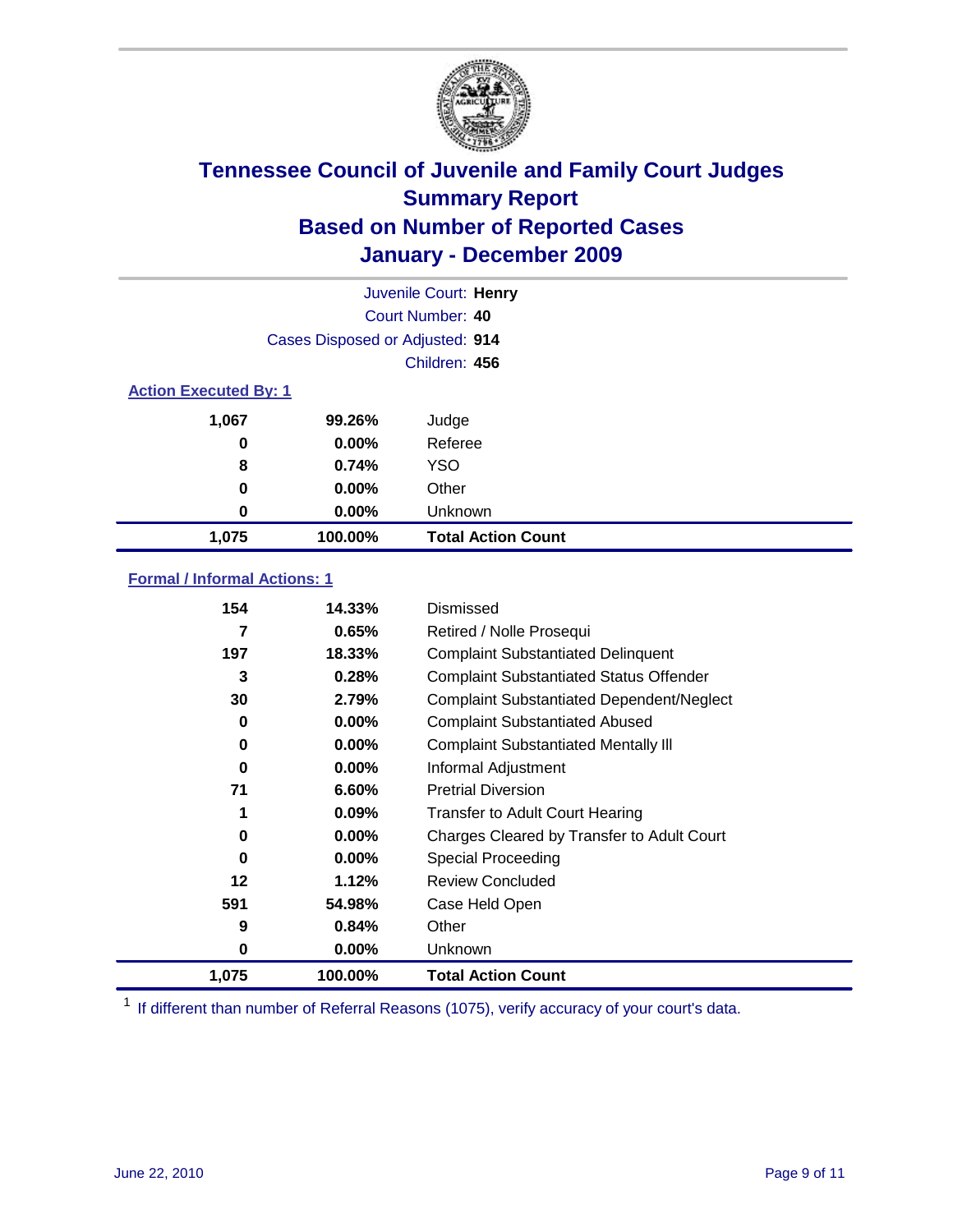# Tennessee Council of Juvenile and Family Court Judges
## Summary Report
## Based on Number of Reported Cases
## January - December 2009

Juvenile Court: **Henry**
Court Number: **40**
Cases Disposed or Adjusted: **914**
Children: **456**

### Action Executed By: 1

| | | |
|---|---|---|
| 1,067 | 99.26% | Judge |
| 0 | 0.00% | Referee |
| 8 | 0.74% | YSO |
| 0 | 0.00% | Other |
| 0 | 0.00% | Unknown |
| **1,075** | **100.00%** | **Total Action Count** |

### Formal / Informal Actions: 1

| | | |
|---|---|---|
| 154 | 14.33% | Dismissed |
| 7 | 0.65% | Retired / Nolle Prosequi |
| 197 | 18.33% | Complaint Substantiated Delinquent |
| 3 | 0.28% | Complaint Substantiated Status Offender |
| 30 | 2.79% | Complaint Substantiated Dependent/Neglect |
| 0 | 0.00% | Complaint Substantiated Abused |
| 0 | 0.00% | Complaint Substantiated Mentally Ill |
| 0 | 0.00% | Informal Adjustment |
| 71 | 6.60% | Pretrial Diversion |
| 1 | 0.09% | Transfer to Adult Court Hearing |
| 0 | 0.00% | Charges Cleared by Transfer to Adult Court |
| 0 | 0.00% | Special Proceeding |
| 12 | 1.12% | Review Concluded |
| 591 | 54.98% | Case Held Open |
| 9 | 0.84% | Other |
| 0 | 0.00% | Unknown |
| **1,075** | **100.00%** | **Total Action Count** |

[1] If different than number of Referral Reasons (1075), verify accuracy of your court's data.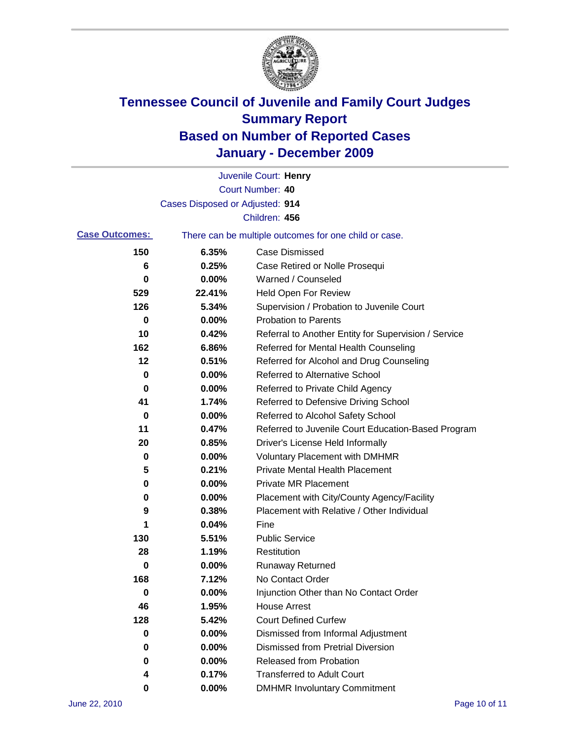# Tennessee Council of Juvenile and Family Court Judges
## Summary Report
## Based on Number of Reported Cases
## January - December 2009

Juvenile Court: **Henry**

Court Number: **40**

Cases Disposed or Adjusted: **914**

Children: **456**

**Case Outcomes:** There can be multiple outcomes for one child or case.

| Count | Percent | Outcome |
|---|---|---|
| 150 | 6.35% | Case Dismissed |
| 6 | 0.25% | Case Retired or Nolle Prosequi |
| 0 | 0.00% | Warned / Counseled |
| 529 | 22.41% | Held Open For Review |
| 126 | 5.34% | Supervision / Probation to Juvenile Court |
| 0 | 0.00% | Probation to Parents |
| 10 | 0.42% | Referral to Another Entity for Supervision / Service |
| 162 | 6.86% | Referred for Mental Health Counseling |
| 12 | 0.51% | Referred for Alcohol and Drug Counseling |
| 0 | 0.00% | Referred to Alternative School |
| 0 | 0.00% | Referred to Private Child Agency |
| 41 | 1.74% | Referred to Defensive Driving School |
| 0 | 0.00% | Referred to Alcohol Safety School |
| 11 | 0.47% | Referred to Juvenile Court Education-Based Program |
| 20 | 0.85% | Driver's License Held Informally |
| 0 | 0.00% | Voluntary Placement with DMHMR |
| 5 | 0.21% | Private Mental Health Placement |
| 0 | 0.00% | Private MR Placement |
| 0 | 0.00% | Placement with City/County Agency/Facility |
| 9 | 0.38% | Placement with Relative / Other Individual |
| 1 | 0.04% | Fine |
| 130 | 5.51% | Public Service |
| 28 | 1.19% | Restitution |
| 0 | 0.00% | Runaway Returned |
| 168 | 7.12% | No Contact Order |
| 0 | 0.00% | Injunction Other than No Contact Order |
| 46 | 1.95% | House Arrest |
| 128 | 5.42% | Court Defined Curfew |
| 0 | 0.00% | Dismissed from Informal Adjustment |
| 0 | 0.00% | Dismissed from Pretrial Diversion |
| 0 | 0.00% | Released from Probation |
| 4 | 0.17% | Transferred to Adult Court |
| 0 | 0.00% | DMHMR Involuntary Commitment |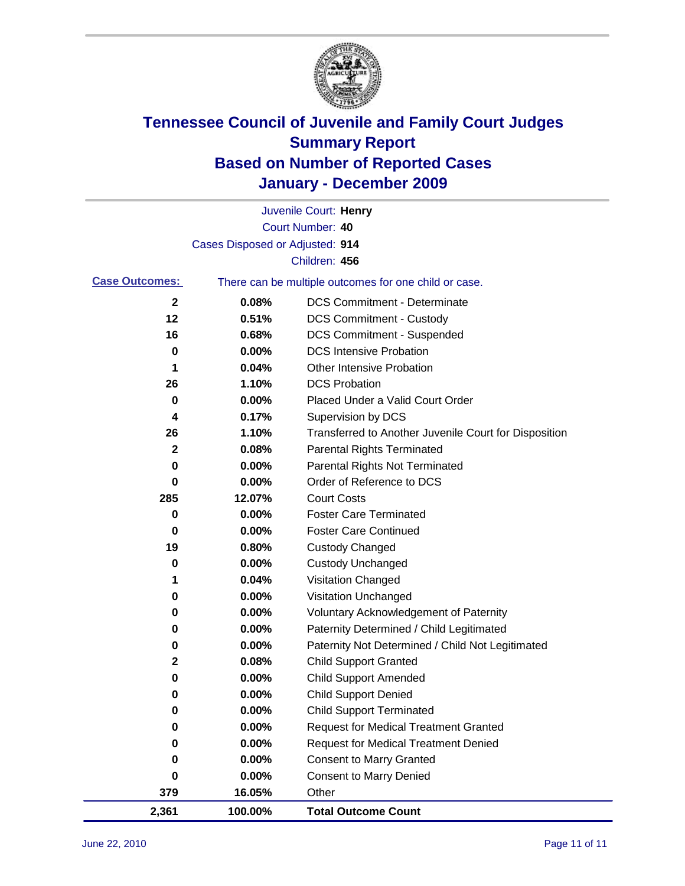# Tennessee Council of Juvenile and Family Court Judges
## Summary Report
## Based on Number of Reported Cases
## January - December 2009

Juvenile Court: **Henry**

Court Number: **40**

Cases Disposed or Adjusted: **914**

Children: **456**

**Case Outcomes:** There can be multiple outcomes for one child or case.

| | | |
|---|---|---|
| 2 | 0.08% | DCS Commitment - Determinate |
| 12 | 0.51% | DCS Commitment - Custody |
| 16 | 0.68% | DCS Commitment - Suspended |
| 0 | 0.00% | DCS Intensive Probation |
| 1 | 0.04% | Other Intensive Probation |
| 26 | 1.10% | DCS Probation |
| 0 | 0.00% | Placed Under a Valid Court Order |
| 4 | 0.17% | Supervision by DCS |
| 26 | 1.10% | Transferred to Another Juvenile Court for Disposition |
| 2 | 0.08% | Parental Rights Terminated |
| 0 | 0.00% | Parental Rights Not Terminated |
| 0 | 0.00% | Order of Reference to DCS |
| 285 | 12.07% | Court Costs |
| 0 | 0.00% | Foster Care Terminated |
| 0 | 0.00% | Foster Care Continued |
| 19 | 0.80% | Custody Changed |
| 0 | 0.00% | Custody Unchanged |
| 1 | 0.04% | Visitation Changed |
| 0 | 0.00% | Visitation Unchanged |
| 0 | 0.00% | Voluntary Acknowledgement of Paternity |
| 0 | 0.00% | Paternity Determined / Child Legitimated |
| 0 | 0.00% | Paternity Not Determined / Child Not Legitimated |
| 2 | 0.08% | Child Support Granted |
| 0 | 0.00% | Child Support Amended |
| 0 | 0.00% | Child Support Denied |
| 0 | 0.00% | Child Support Terminated |
| 0 | 0.00% | Request for Medical Treatment Granted |
| 0 | 0.00% | Request for Medical Treatment Denied |
| 0 | 0.00% | Consent to Marry Granted |
| 0 | 0.00% | Consent to Marry Denied |
| 379 | 16.05% | Other |
| **2,361** | **100.00%** | **Total Outcome Count** |